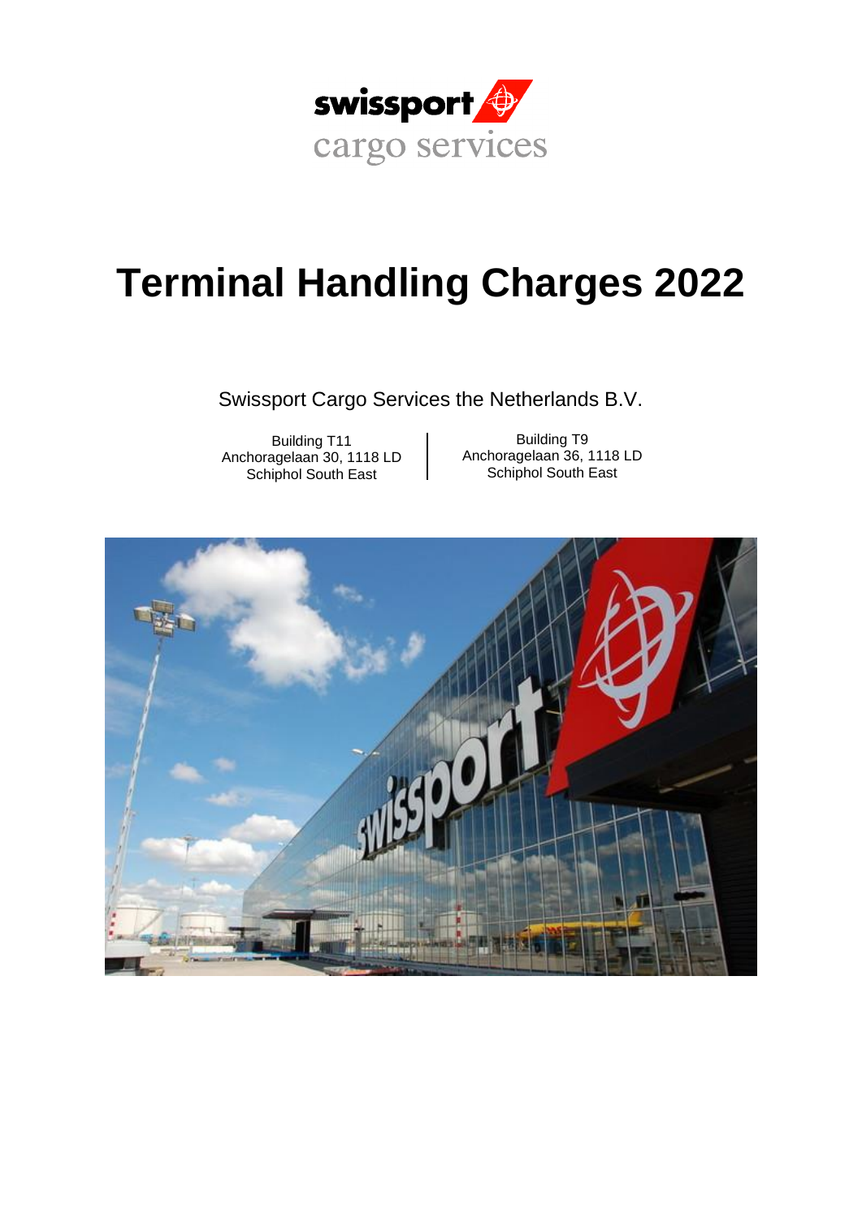swissport cargo services

# Terminal Handling Charges 2022

Swissport Cargo Services the Netherlands B.V.

| Building T11 | Building T9 |
|---|---|
| Anchoragelaan 30, 1118 LD | Anchoragelaan 36, 1118 LD |
| Schiphol South East | Schiphol South East |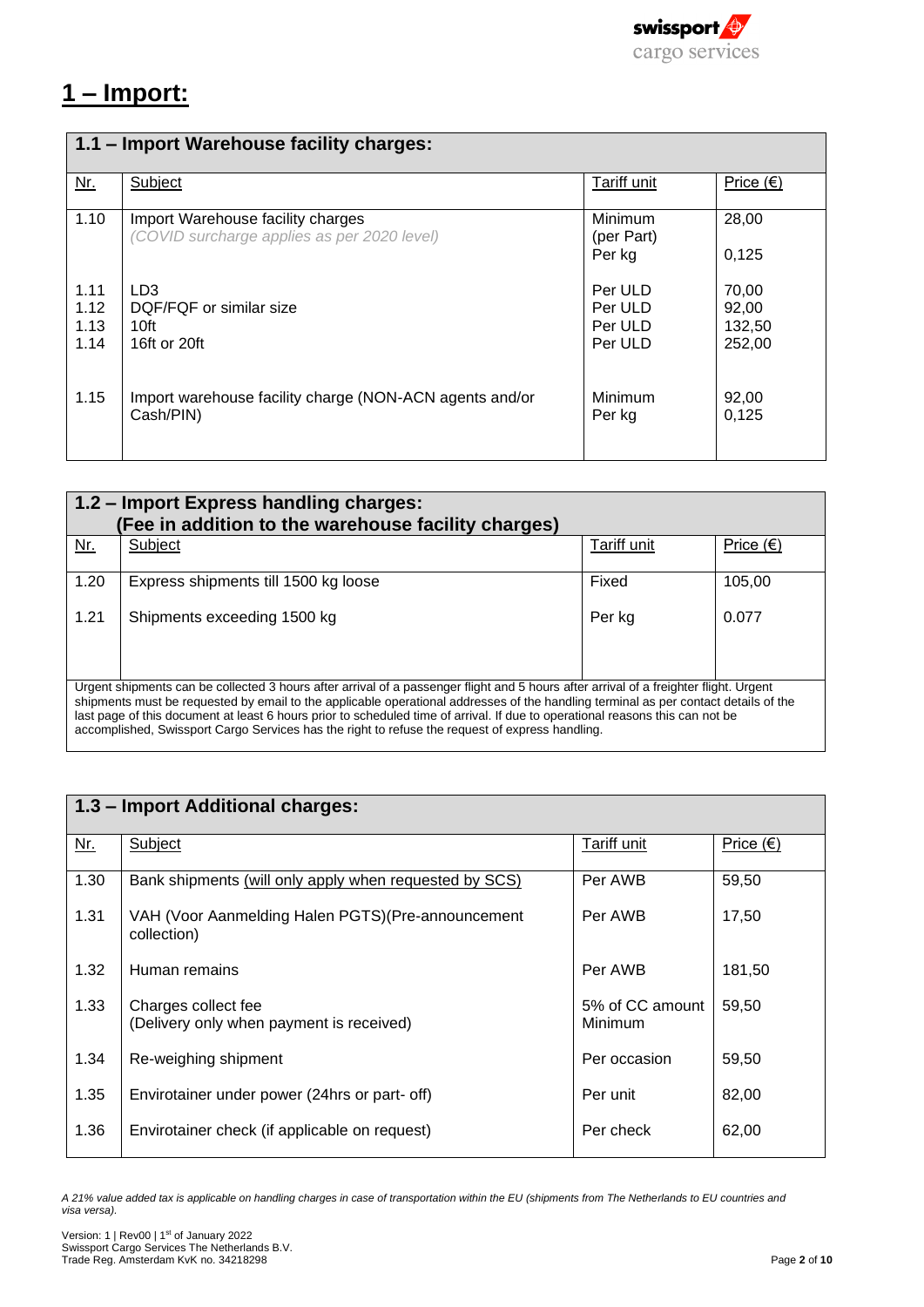# 1 – Import:

## 1.1 – Import Warehouse facility charges:

| Nr. | Subject | Tariff unit | Price (€) |
|---|---|---|---|
| 1.10 | Import Warehouse facility charges<br>*(COVID surcharge applies as per 2020 level)* | Minimum (per Part)<br>Per kg | 28,00<br>0,125 |
| 1.11 | LD3 | Per ULD | 70,00 |
| 1.12 | DQF/FQF or similar size | Per ULD | 92,00 |
| 1.13 | 10ft | Per ULD | 132,50 |
| 1.14 | 16ft or 20ft | Per ULD | 252,00 |
| 1.15 | Import warehouse facility charge (NON-ACN agents and/or Cash/PIN) | Minimum<br>Per kg | 92,00<br>0,125 |

## 1.2 – Import Express handling charges: (Fee in addition to the warehouse facility charges)

| Nr. | Subject | Tariff unit | Price (€) |
|---|---|---|---|
| 1.20 | Express shipments till 1500 kg loose | Fixed | 105,00 |
| 1.21 | Shipments exceeding 1500 kg | Per kg | 0.077 |

Urgent shipments can be collected 3 hours after arrival of a passenger flight and 5 hours after arrival of a freighter flight. Urgent shipments must be requested by email to the applicable operational addresses of the handling terminal as per contact details of the last page of this document at least 6 hours prior to scheduled time of arrival. If due to operational reasons this can not be accomplished, Swissport Cargo Services has the right to refuse the request of express handling.

## 1.3 – Import Additional charges:

| Nr. | Subject | Tariff unit | Price (€) |
|---|---|---|---|
| 1.30 | Bank shipments (will only apply when requested by SCS) | Per AWB | 59,50 |
| 1.31 | VAH (Voor Aanmelding Halen PGTS)(Pre-announcement collection) | Per AWB | 17,50 |
| 1.32 | Human remains | Per AWB | 181,50 |
| 1.33 | Charges collect fee<br>(Delivery only when payment is received) | 5% of CC amount<br>Minimum | 59,50 |
| 1.34 | Re-weighing shipment | Per occasion | 59,50 |
| 1.35 | Envirotainer under power (24hrs or part- off) | Per unit | 82,00 |
| 1.36 | Envirotainer check (if applicable on request) | Per check | 62,00 |

*A 21% value added tax is applicable on handling charges in case of transportation within the EU (shipments from The Netherlands to EU countries and visa versa).*

Version: 1 | Rev00 | 1st of January 2022
Swissport Cargo Services The Netherlands B.V.
Trade Reg. Amsterdam KvK no. 34218298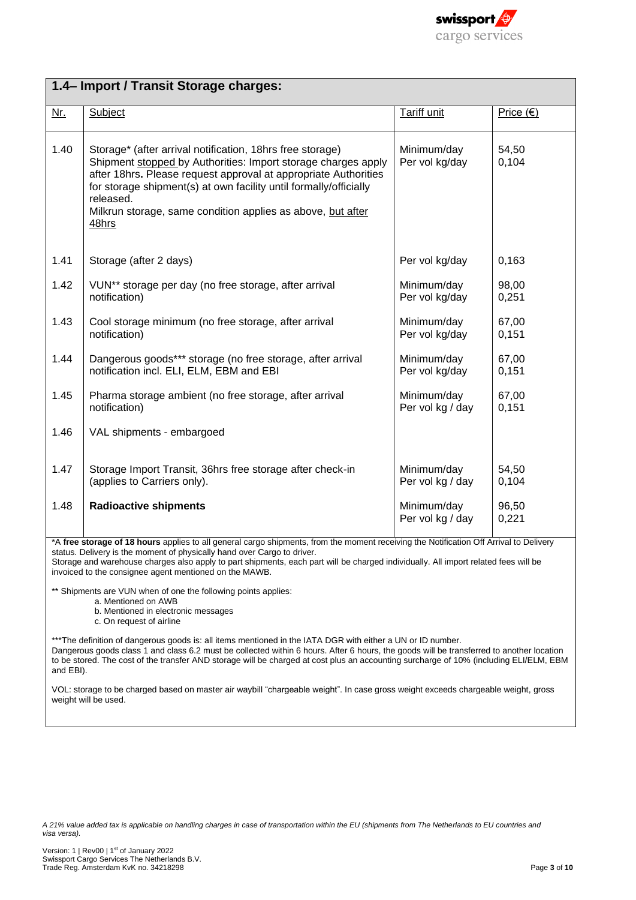## 1.4– Import / Transit Storage charges:

| Nr. | Subject | Tariff unit | Price (€) |
|---|---|---|---|
| 1.40 | Storage* (after arrival notification, 18hrs free storage)<br>Shipment stopped by Authorities: Import storage charges apply after 18hrs. Please request approval at appropriate Authorities for storage shipment(s) at own facility until formally/officially released.<br>Milkrun storage, same condition applies as above, but after 48hrs | Minimum/day<br>Per vol kg/day | 54,50<br>0,104 |
| 1.41 | Storage (after 2 days) | Per vol kg/day | 0,163 |
| 1.42 | VUN** storage per day (no free storage, after arrival notification) | Minimum/day<br>Per vol kg/day | 98,00<br>0,251 |
| 1.43 | Cool storage minimum (no free storage, after arrival notification) | Minimum/day<br>Per vol kg/day | 67,00<br>0,151 |
| 1.44 | Dangerous goods*** storage (no free storage, after arrival notification incl. ELI, ELM, EBM and EBI | Minimum/day<br>Per vol kg/day | 67,00<br>0,151 |
| 1.45 | Pharma storage ambient (no free storage, after arrival notification) | Minimum/day<br>Per vol kg / day | 67,00<br>0,151 |
| 1.46 | VAL shipments - embargoed | | |
| 1.47 | Storage Import Transit, 36hrs free storage after check-in (applies to Carriers only). | Minimum/day<br>Per vol kg / day | 54,50<br>0,104 |
| 1.48 | **Radioactive shipments** | Minimum/day<br>Per vol kg / day | 96,50<br>0,221 |

*A **free storage of 18 hours** applies to all general cargo shipments, from the moment receiving the Notification Off Arrival to Delivery status. Delivery is the moment of physically hand over Cargo to driver.
Storage and warehouse charges also apply to part shipments, each part will be charged individually. All import related fees will be invoiced to the consignee agent mentioned on the MAWB.

** Shipments are VUN when of one the following points applies:

a. Mentioned on AWB
b. Mentioned in electronic messages
c. On request of airline

***The definition of dangerous goods is: all items mentioned in the IATA DGR with either a UN or ID number.
Dangerous goods class 1 and class 6.2 must be collected within 6 hours. After 6 hours, the goods will be transferred to another location to be stored. The cost of the transfer AND storage will be charged at cost plus an accounting surcharge of 10% (including ELI/ELM, EBM and EBI).

VOL: storage to be charged based on master air waybill "chargeable weight". In case gross weight exceeds chargeable weight, gross weight will be used.

*A 21% value added tax is applicable on handling charges in case of transportation within the EU (shipments from The Netherlands to EU countries and visa versa).*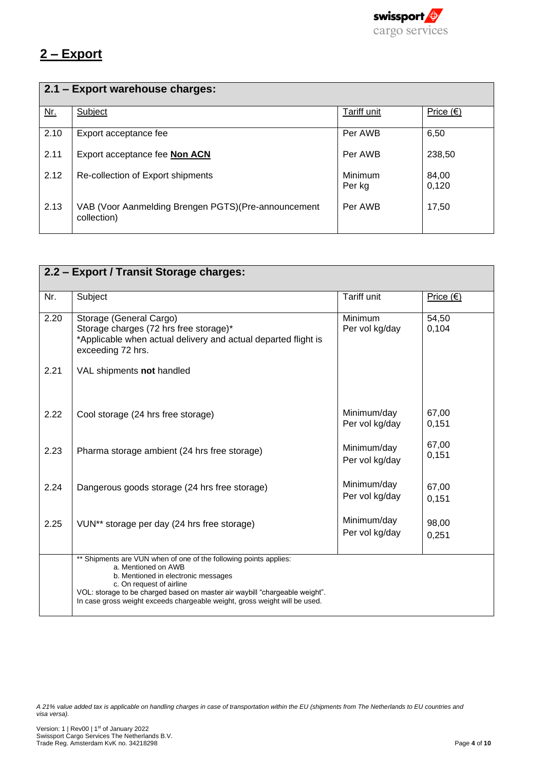# 2 – Export

| 2.1 – Export warehouse charges: | | | |
|---|---|---|---|
| Nr. | Subject | Tariff unit | Price (€) |
| 2.10 | Export acceptance fee | Per AWB | 6,50 |
| 2.11 | Export acceptance fee **Non ACN** | Per AWB | 238,50 |
| 2.12 | Re-collection of Export shipments | Minimum<br>Per kg | 84,00<br>0,120 |
| 2.13 | VAB (Voor Aanmelding Brengen PGTS)(Pre-announcement collection) | Per AWB | 17,50 |

| 2.2 – Export / Transit Storage charges: | | | |
|---|---|---|---|
| Nr. | Subject | Tariff unit | Price (€) |
| 2.20 | Storage (General Cargo)<br>Storage charges (72 hrs free storage)*<br>*Applicable when actual delivery and actual departed flight is exceeding 72 hrs. | Minimum<br>Per vol kg/day | 54,50<br>0,104 |
| 2.21 | VAL shipments **not** handled | | |
| 2.22 | Cool storage (24 hrs free storage) | Minimum/day<br>Per vol kg/day | 67,00<br>0,151 |
| 2.23 | Pharma storage ambient (24 hrs free storage) | Minimum/day<br>Per vol kg/day | 67,00<br>0,151 |
| 2.24 | Dangerous goods storage (24 hrs free storage) | Minimum/day<br>Per vol kg/day | 67,00<br>0,151 |
| 2.25 | VUN** storage per day (24 hrs free storage) | Minimum/day<br>Per vol kg/day | 98,00<br>0,251 |
| | ** Shipments are VUN when of one of the following points applies:<br>a. Mentioned on AWB<br>b. Mentioned in electronic messages<br>c. On request of airline<br>VOL: storage to be charged based on master air waybill "chargeable weight".<br>In case gross weight exceeds chargeable weight, gross weight will be used. | | |

*A 21% value added tax is applicable on handling charges in case of transportation within the EU (shipments from The Netherlands to EU countries and visa versa).*

Version: 1 | Rev00 | 1st of January 2022
Swissport Cargo Services The Netherlands B.V.
Trade Reg. Amsterdam KvK no. 34218298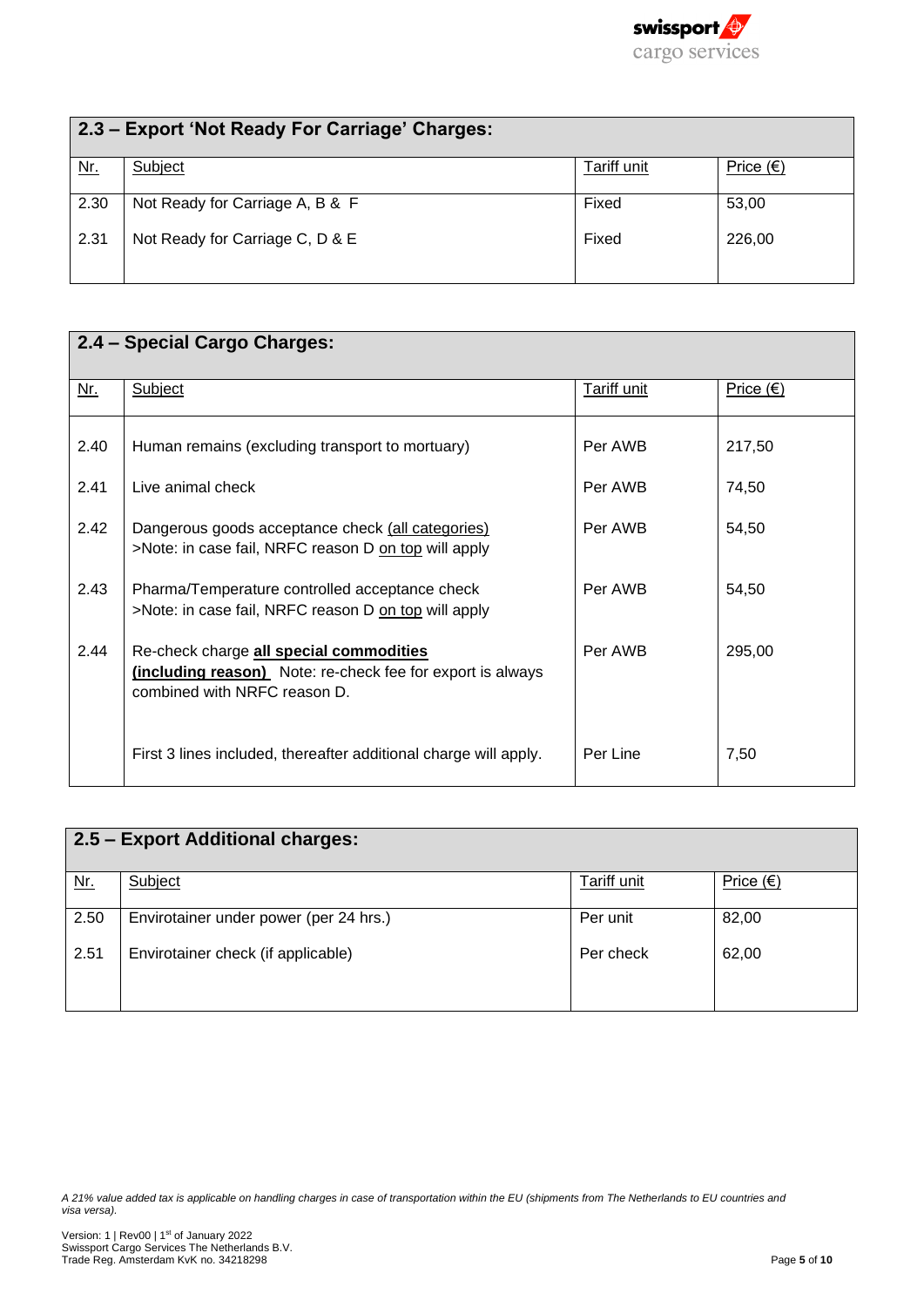## 2.3 – Export 'Not Ready For Carriage' Charges:

| Nr. | Subject | Tariff unit | Price (€) |
|---|---|---|---|
| 2.30 | Not Ready for Carriage A, B & F | Fixed | 53,00 |
| 2.31 | Not Ready for Carriage C, D & E | Fixed | 226,00 |

## 2.4 – Special Cargo Charges:

| Nr. | Subject | Tariff unit | Price (€) |
|---|---|---|---|
| 2.40 | Human remains (excluding transport to mortuary) | Per AWB | 217,50 |
| 2.41 | Live animal check | Per AWB | 74,50 |
| 2.42 | Dangerous goods acceptance check (all categories)<br>>Note: in case fail, NRFC reason D on top will apply | Per AWB | 54,50 |
| 2.43 | Pharma/Temperature controlled acceptance check<br>>Note: in case fail, NRFC reason D on top will apply | Per AWB | 54,50 |
| 2.44 | Re-check charge **all special commodities** **(including reason)** Note: re-check fee for export is always combined with NRFC reason D. | Per AWB | 295,00 |
| | First 3 lines included, thereafter additional charge will apply. | Per Line | 7,50 |

## 2.5 – Export Additional charges:

| Nr. | Subject | Tariff unit | Price (€) |
|---|---|---|---|
| 2.50 | Envirotainer under power (per 24 hrs.) | Per unit | 82,00 |
| 2.51 | Envirotainer check (if applicable) | Per check | 62,00 |

*A 21% value added tax is applicable on handling charges in case of transportation within the EU (shipments from The Netherlands to EU countries and visa versa).*

Version: 1 | Rev00 | 1st of January 2022
Swissport Cargo Services The Netherlands B.V.
Trade Reg. Amsterdam KvK no. 34218298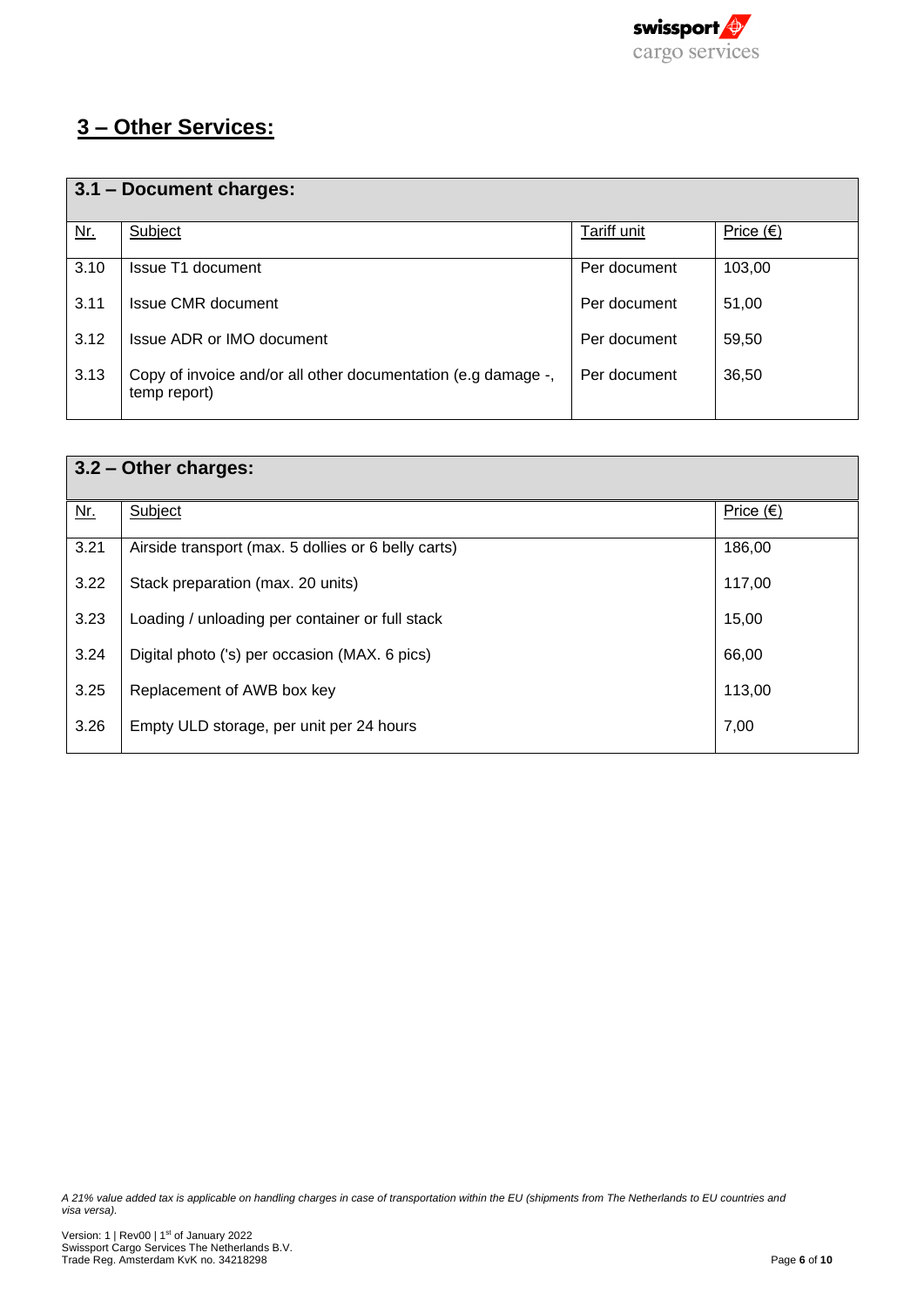# 3 – Other Services:

| 3.1 – Document charges: | | | |
|---|---|---|---|
| Nr. | Subject | Tariff unit | Price (€) |
| 3.10 | Issue T1 document | Per document | 103,00 |
| 3.11 | Issue CMR document | Per document | 51,00 |
| 3.12 | Issue ADR or IMO document | Per document | 59,50 |
| 3.13 | Copy of invoice and/or all other documentation (e.g damage -, temp report) | Per document | 36,50 |

| 3.2 – Other charges: | | |
|---|---|---|
| Nr. | Subject | Price (€) |
| 3.21 | Airside transport (max. 5 dollies or 6 belly carts) | 186,00 |
| 3.22 | Stack preparation (max. 20 units) | 117,00 |
| 3.23 | Loading / unloading per container or full stack | 15,00 |
| 3.24 | Digital photo ('s) per occasion (MAX. 6 pics) | 66,00 |
| 3.25 | Replacement of AWB box key | 113,00 |
| 3.26 | Empty ULD storage, per unit per 24 hours | 7,00 |

*A 21% value added tax is applicable on handling charges in case of transportation within the EU (shipments from The Netherlands to EU countries and visa versa).*

Version: 1 | Rev00 | 1st of January 2022
Swissport Cargo Services The Netherlands B.V.
Trade Reg. Amsterdam KvK no. 34218298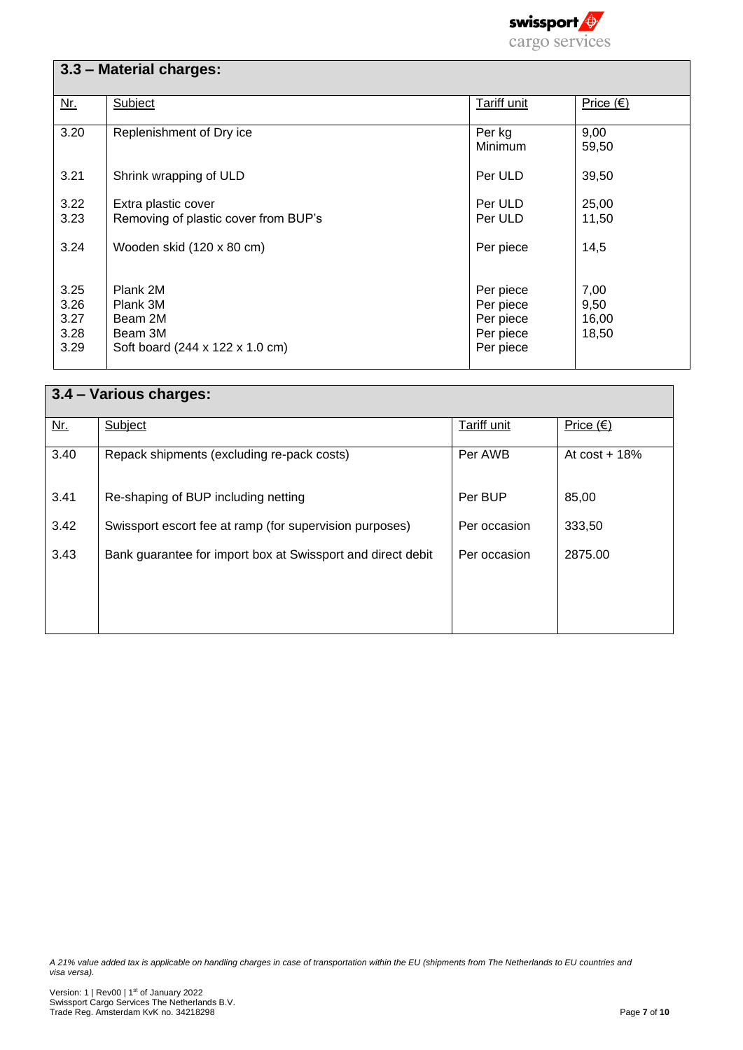## 3.3 – Material charges:

| Nr. | Subject | Tariff unit | Price (€) |
|---|---|---|---|
| 3.20 | Replenishment of Dry ice | Per kg<br>Minimum | 9,00<br>59,50 |
| 3.21 | Shrink wrapping of ULD | Per ULD | 39,50 |
| 3.22 | Extra plastic cover | Per ULD | 25,00 |
| 3.23 | Removing of plastic cover from BUP's | Per ULD | 11,50 |
| 3.24 | Wooden skid (120 x 80 cm) | Per piece | 14,5 |
| 3.25 | Plank 2M | Per piece | 7,00 |
| 3.26 | Plank 3M | Per piece | 9,50 |
| 3.27 | Beam 2M | Per piece | 16,00 |
| 3.28 | Beam 3M | Per piece | 18,50 |
| 3.29 | Soft board (244 x 122 x 1.0 cm) | Per piece | |

## 3.4 – Various charges:

| Nr. | Subject | Tariff unit | Price (€) |
|---|---|---|---|
| 3.40 | Repack shipments (excluding re-pack costs) | Per AWB | At cost + 18% |
| 3.41 | Re-shaping of BUP including netting | Per BUP | 85,00 |
| 3.42 | Swissport escort fee at ramp (for supervision purposes) | Per occasion | 333,50 |
| 3.43 | Bank guarantee for import box at Swissport and direct debit | Per occasion | 2875.00 |

*A 21% value added tax is applicable on handling charges in case of transportation within the EU (shipments from The Netherlands to EU countries and visa versa).*

Version: 1 | Rev00 | 1st of January 2022
Swissport Cargo Services The Netherlands B.V.
Trade Reg. Amsterdam KvK no. 34218298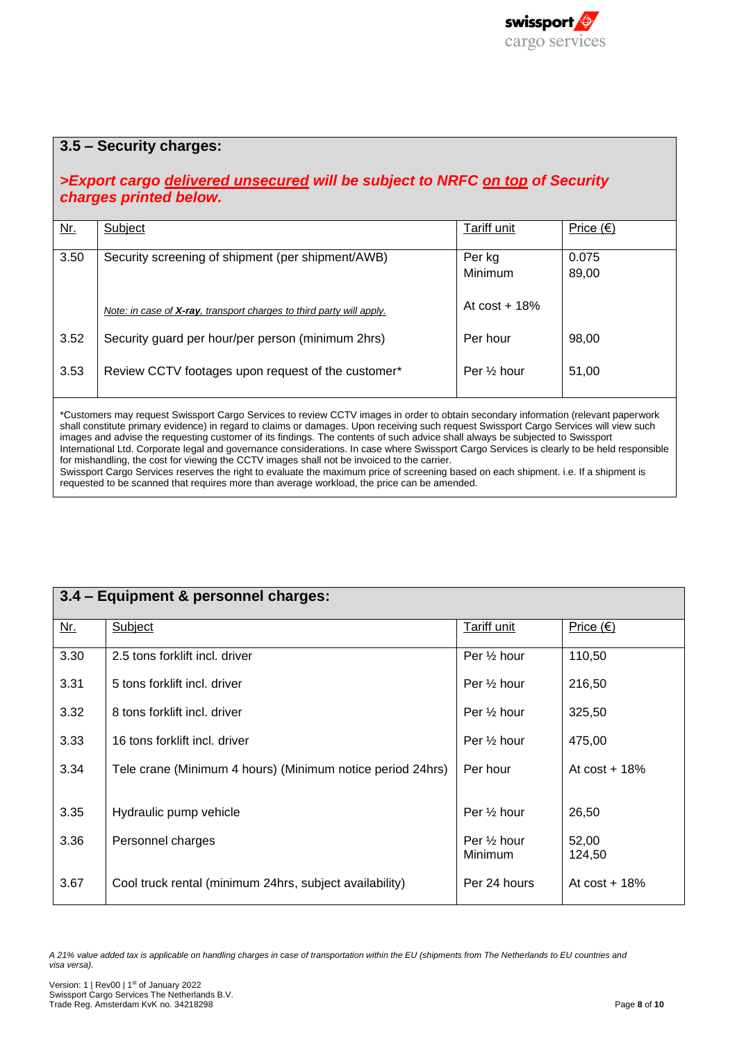## 3.5 – Security charges:

***>Export cargo delivered unsecured will be subject to NRFC on top of Security charges printed below.***

| Nr. | Subject | Tariff unit | Price (€) |
|---|---|---|---|
| 3.50 | Security screening of shipment (per shipment/AWB) | Per kg<br>Minimum | 0.075<br>89,00 |
| | *Note: in case of **X-ray**, transport charges to third party will apply.* | At cost + 18% | |
| 3.52 | Security guard per hour/per person (minimum 2hrs) | Per hour | 98,00 |
| 3.53 | Review CCTV footages upon request of the customer* | Per ½ hour | 51,00 |

*Customers may request Swissport Cargo Services to review CCTV images in order to obtain secondary information (relevant paperwork shall constitute primary evidence) in regard to claims or damages. Upon receiving such request Swissport Cargo Services will view such images and advise the requesting customer of its findings. The contents of such advice shall always be subjected to Swissport International Ltd. Corporate legal and governance considerations. In case where Swissport Cargo Services is clearly to be held responsible for mishandling, the cost for viewing the CCTV images shall not be invoiced to the carrier.
Swissport Cargo Services reserves the right to evaluate the maximum price of screening based on each shipment. i.e. If a shipment is requested to be scanned that requires more than average workload, the price can be amended.

## 3.4 – Equipment & personnel charges:

| Nr. | Subject | Tariff unit | Price (€) |
|---|---|---|---|
| 3.30 | 2.5 tons forklift incl. driver | Per ½ hour | 110,50 |
| 3.31 | 5 tons forklift incl. driver | Per ½ hour | 216,50 |
| 3.32 | 8 tons forklift incl. driver | Per ½ hour | 325,50 |
| 3.33 | 16 tons forklift incl. driver | Per ½ hour | 475,00 |
| 3.34 | Tele crane (Minimum 4 hours) (Minimum notice period 24hrs) | Per hour | At cost + 18% |
| 3.35 | Hydraulic pump vehicle | Per ½ hour | 26,50 |
| 3.36 | Personnel charges | Per ½ hour<br>Minimum | 52,00<br>124,50 |
| 3.67 | Cool truck rental (minimum 24hrs, subject availability) | Per 24 hours | At cost + 18% |

*A 21% value added tax is applicable on handling charges in case of transportation within the EU (shipments from The Netherlands to EU countries and visa versa).*

Version: 1 | Rev00 | 1st of January 2022
Swissport Cargo Services The Netherlands B.V.
Trade Reg. Amsterdam KvK no. 34218298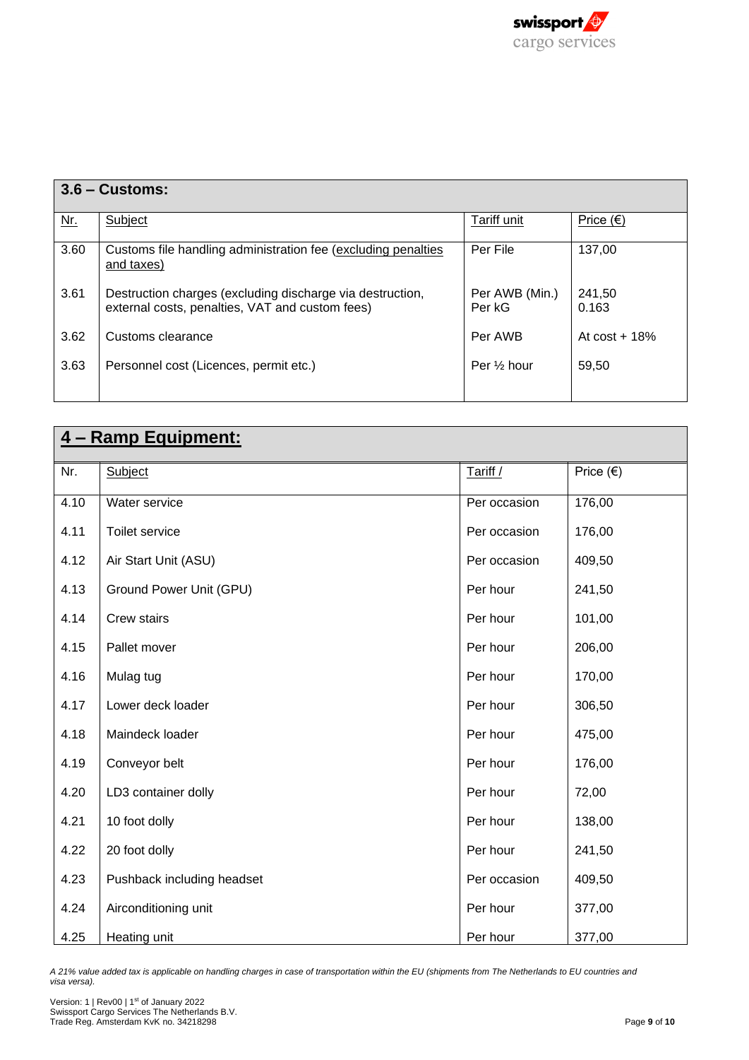| **3.6 – Customs:** | | | |
|---|---|---|---|
| Nr. | Subject | Tariff unit | Price (€) |
| 3.60 | Customs file handling administration fee (excluding penalties and taxes) | Per File | 137,00 |
| 3.61 | Destruction charges (excluding discharge via destruction, external costs, penalties, VAT and custom fees) | Per AWB (Min.)<br>Per kG | 241,50<br>0.163 |
| 3.62 | Customs clearance | Per AWB | At cost + 18% |
| 3.63 | Personnel cost (Licences, permit etc.) | Per ½ hour | 59,50 |

| **4 – Ramp Equipment:** | | | |
|---|---|---|---|
| Nr. | Subject | Tariff / | Price (€) |
| 4.10 | Water service | Per occasion | 176,00 |
| 4.11 | Toilet service | Per occasion | 176,00 |
| 4.12 | Air Start Unit (ASU) | Per occasion | 409,50 |
| 4.13 | Ground Power Unit (GPU) | Per hour | 241,50 |
| 4.14 | Crew stairs | Per hour | 101,00 |
| 4.15 | Pallet mover | Per hour | 206,00 |
| 4.16 | Mulag tug | Per hour | 170,00 |
| 4.17 | Lower deck loader | Per hour | 306,50 |
| 4.18 | Maindeck loader | Per hour | 475,00 |
| 4.19 | Conveyor belt | Per hour | 176,00 |
| 4.20 | LD3 container dolly | Per hour | 72,00 |
| 4.21 | 10 foot dolly | Per hour | 138,00 |
| 4.22 | 20 foot dolly | Per hour | 241,50 |
| 4.23 | Pushback including headset | Per occasion | 409,50 |
| 4.24 | Airconditioning unit | Per hour | 377,00 |
| 4.25 | Heating unit | Per hour | 377,00 |

*A 21% value added tax is applicable on handling charges in case of transportation within the EU (shipments from The Netherlands to EU countries and visa versa).*

Version: 1 | Rev00 | 1st of January 2022
Swissport Cargo Services The Netherlands B.V.
Trade Reg. Amsterdam KvK no. 34218298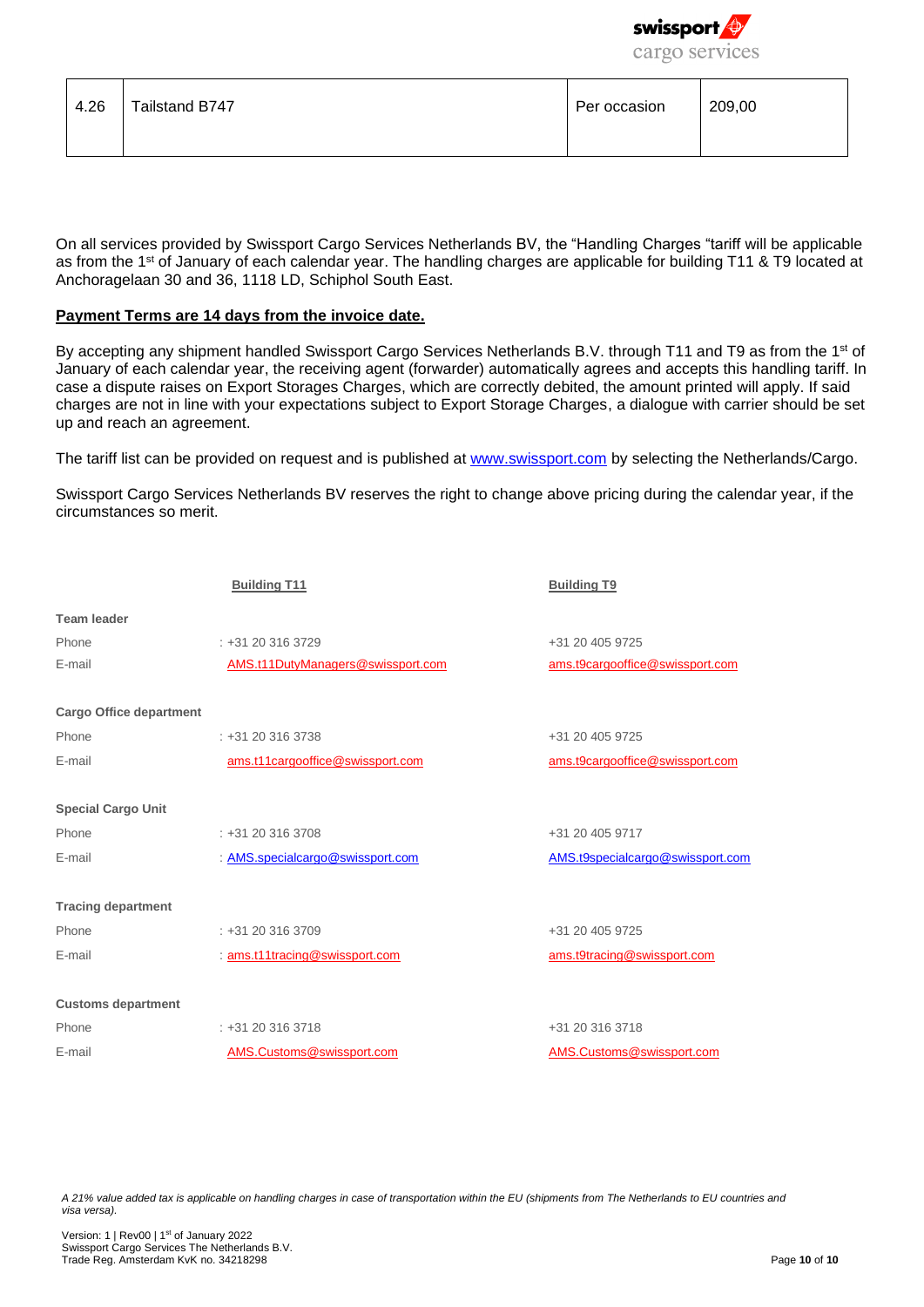| | | | |
|---|---|---|---|
| 4.26 | Tailstand B747 | Per occasion | 209,00 |

On all services provided by Swissport Cargo Services Netherlands BV, the "Handling Charges "tariff will be applicable as from the 1st of January of each calendar year. The handling charges are applicable for building T11 & T9 located at Anchoragelaan 30 and 36, 1118 LD, Schiphol South East.

**Payment Terms are 14 days from the invoice date.**

By accepting any shipment handled Swissport Cargo Services Netherlands B.V. through T11 and T9 as from the 1st of January of each calendar year, the receiving agent (forwarder) automatically agrees and accepts this handling tariff. In case a dispute raises on Export Storages Charges, which are correctly debited, the amount printed will apply. If said charges are not in line with your expectations subject to Export Storage Charges, a dialogue with carrier should be set up and reach an agreement.

The tariff list can be provided on request and is published at www.swissport.com by selecting the Netherlands/Cargo.

Swissport Cargo Services Netherlands BV reserves the right to change above pricing during the calendar year, if the circumstances so merit.

| | Building T11 | Building T9 |
|---|---|---|
| **Team leader** | | |
| Phone | : +31 20 316 3729 | +31 20 405 9725 |
| E-mail | AMS.t11DutyManagers@swissport.com | ams.t9cargooffice@swissport.com |
| **Cargo Office department** | | |
| Phone | : +31 20 316 3738 | +31 20 405 9725 |
| E-mail | ams.t11cargooffice@swissport.com | ams.t9cargooffice@swissport.com |
| **Special Cargo Unit** | | |
| Phone | : +31 20 316 3708 | +31 20 405 9717 |
| E-mail | : AMS.specialcargo@swissport.com | AMS.t9specialcargo@swissport.com |
| **Tracing department** | | |
| Phone | : +31 20 316 3709 | +31 20 405 9725 |
| E-mail | : ams.t11tracing@swissport.com | ams.t9tracing@swissport.com |
| **Customs department** | | |
| Phone | : +31 20 316 3718 | +31 20 316 3718 |
| E-mail | AMS.Customs@swissport.com | AMS.Customs@swissport.com |

*A 21% value added tax is applicable on handling charges in case of transportation within the EU (shipments from The Netherlands to EU countries and visa versa).*

Version: 1 | Rev00 | 1st of January 2022
Swissport Cargo Services The Netherlands B.V.
Trade Reg. Amsterdam KvK no. 34218298